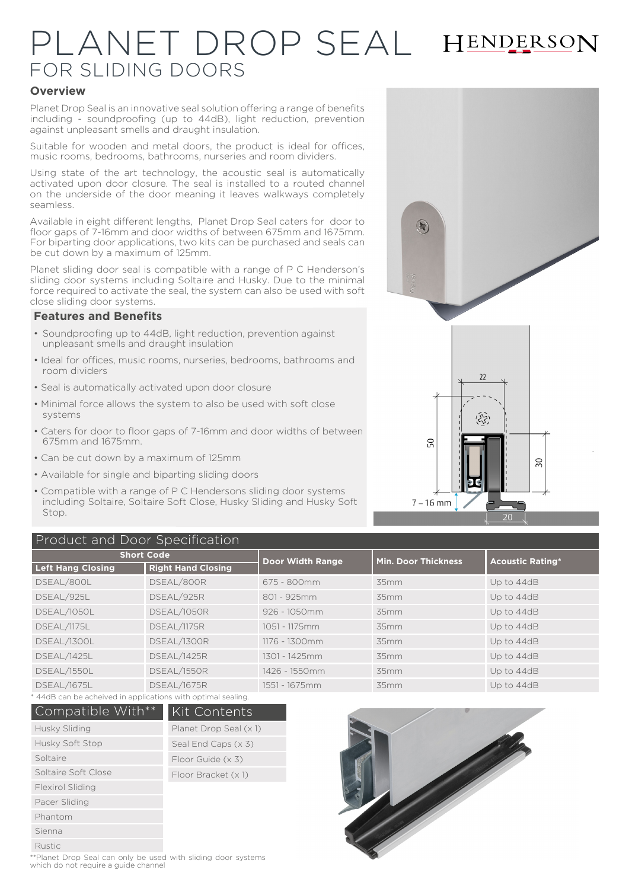# PLANET DROP SEAL
## FOR SLIDING DOORS

HENDERSON

### Overview

Planet Drop Seal is an innovative seal solution offering a range of benefits including - soundproofing (up to 44dB), light reduction, prevention against unpleasant smells and draught insulation.

Suitable for wooden and metal doors, the product is ideal for offices, music rooms, bedrooms, bathrooms, nurseries and room dividers.

Using state of the art technology, the acoustic seal is automatically activated upon door closure. The seal is installed to a routed channel on the underside of the door meaning it leaves walkways completely seamless.

Available in eight different lengths, Planet Drop Seal caters for door to floor gaps of 7-16mm and door widths of between 675mm and 1675mm. For biparting door applications, two kits can be purchased and seals can be cut down by a maximum of 125mm.

Planet sliding door seal is compatible with a range of P C Henderson's sliding door systems including Soltaire and Husky. Due to the minimal force required to activate the seal, the system can also be used with soft close sliding door systems.

### Features and Benefits

- Soundproofing up to 44dB, light reduction, prevention against unpleasant smells and draught insulation
- Ideal for offices, music rooms, nurseries, bedrooms, bathrooms and room dividers
- Seal is automatically activated upon door closure
- Minimal force allows the system to also be used with soft close systems
- Caters for door to floor gaps of 7-16mm and door widths of between 675mm and 1675mm.
- Can be cut down by a maximum of 125mm
- Available for single and biparting sliding doors
- Compatible with a range of P C Hendersons sliding door systems including Soltaire, Soltaire Soft Close, Husky Sliding and Husky Soft Stop.

22

50

30

7 – 16 mm

20

### Product and Door Specification

| Short Code | | Door Width Range | Min. Door Thickness | Acoustic Rating* |
|---|---|---|---|---|
| Left Hang Closing | Right Hand Closing | | | |
| DSEAL/800L | DSEAL/800R | 675 - 800mm | 35mm | Up to 44dB |
| DSEAL/925L | DSEAL/925R | 801 - 925mm | 35mm | Up to 44dB |
| DSEAL/1050L | DSEAL/1050R | 926 - 1050mm | 35mm | Up to 44dB |
| DSEAL/1175L | DSEAL/1175R | 1051 - 1175mm | 35mm | Up to 44dB |
| DSEAL/1300L | DSEAL/1300R | 1176 - 1300mm | 35mm | Up to 44dB |
| DSEAL/1425L | DSEAL/1425R | 1301 - 1425mm | 35mm | Up to 44dB |
| DSEAL/1550L | DSEAL/1550R | 1426 - 1550mm | 35mm | Up to 44dB |
| DSEAL/1675L | DSEAL/1675R | 1551 - 1675mm | 35mm | Up to 44dB |

\* 44dB can be acheived in applications with optimal sealing.

| Compatible With** |
|---|
| Husky Sliding |
| Husky Soft Stop |
| Soltaire |
| Soltaire Soft Close |
| Flexirol Sliding |
| Pacer Sliding |
| Phantom |
| Sienna |
| Rustic |

| Kit Contents |
|---|
| Planet Drop Seal (x 1) |
| Seal End Caps (x 3) |
| Floor Guide (x 3) |
| Floor Bracket (x 1) |

**Planet Drop Seal can only be used with sliding door systems which do not require a guide channel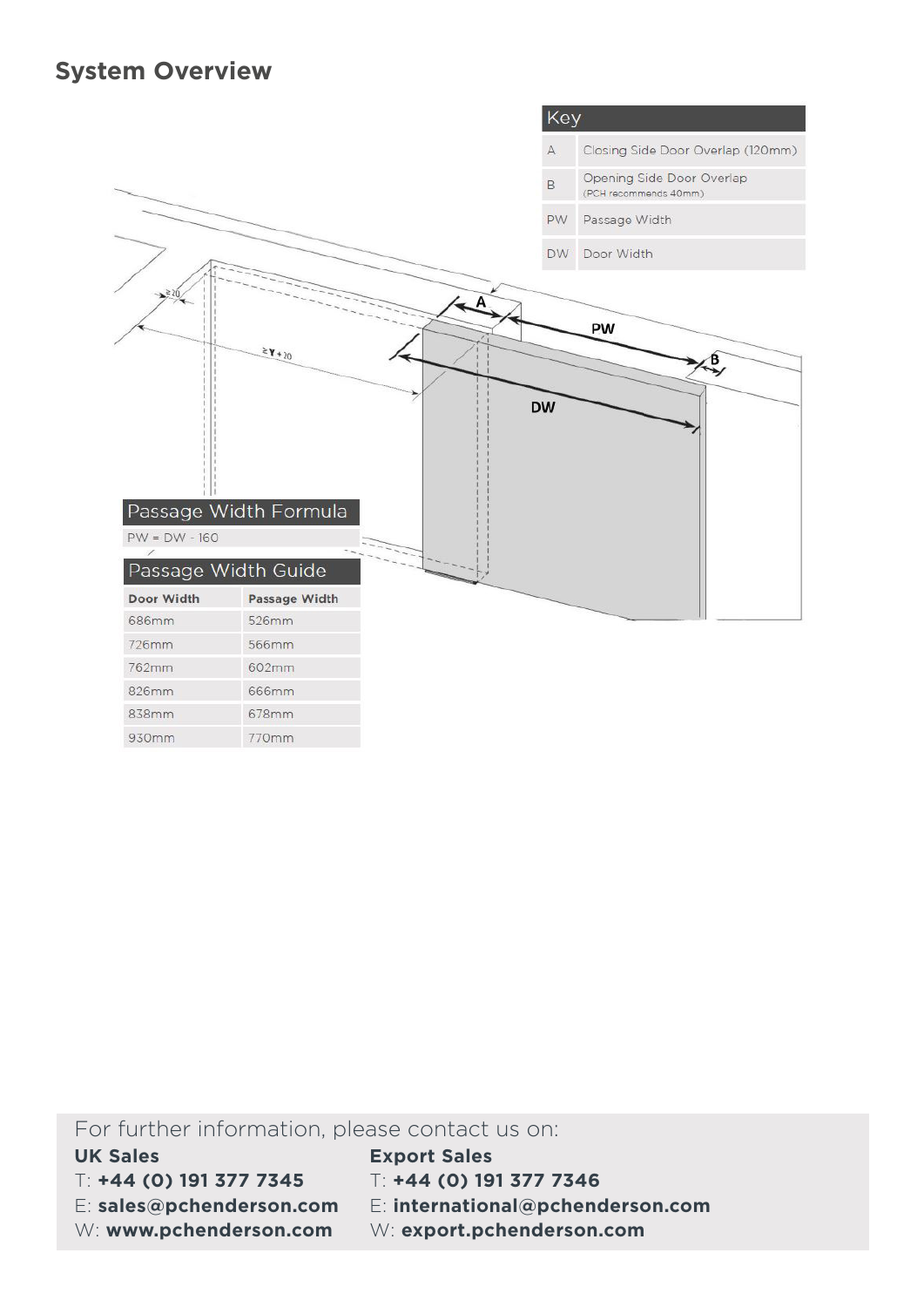## System Overview

| Key | |
|---|---|
| A | Closing Side Door Overlap (120mm) |
| B | Opening Side Door Overlap (PCH recommends 40mm) |
| PW | Passage Width |
| DW | Door Width |

≥20

≥Y+20

A

PW

B

DW

### Passage Width Formula

PW = DW - 160

### Passage Width Guide

| Door Width | Passage Width |
|---|---|
| 686mm | 526mm |
| 726mm | 566mm |
| 762mm | 602mm |
| 826mm | 666mm |
| 838mm | 678mm |
| 930mm | 770mm |

For further information, please contact us on:

**UK Sales**
T: **+44 (0) 191 377 7345**
E: **sales@pchenderson.com**
W: **www.pchenderson.com**

**Export Sales**
T: **+44 (0) 191 377 7346**
E: **international@pchenderson.com**
W: **export.pchenderson.com**